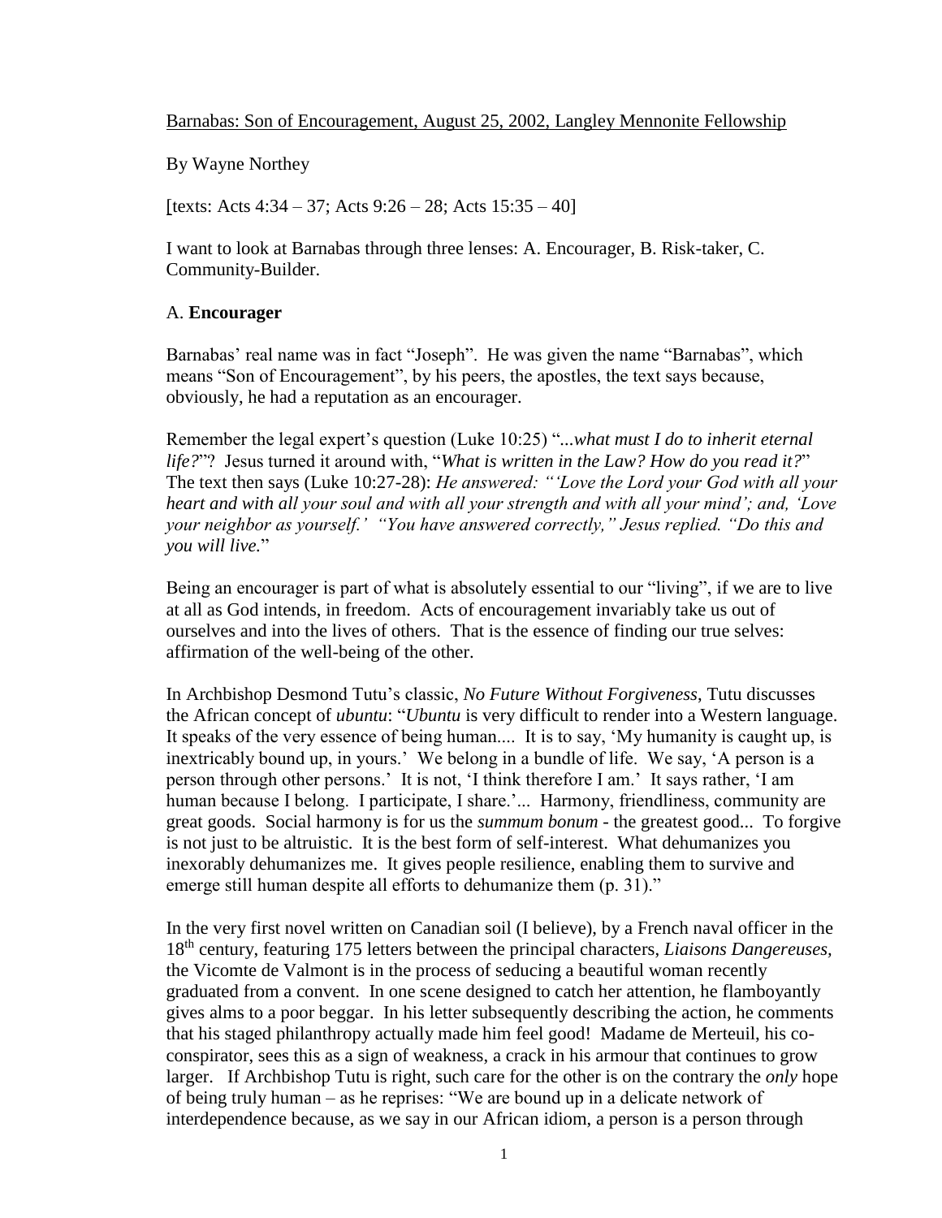Barnabas: Son of Encouragement, August 25, 2002, Langley Mennonite Fellowship

By Wayne Northey

[texts: Acts 4:34 – 37; Acts 9:26 – 28; Acts 15:35 – 40]

I want to look at Barnabas through three lenses: A. Encourager, B. Risk-taker, C. Community-Builder.

A. **Encourager**

Barnabas' real name was in fact "Joseph". He was given the name "Barnabas", which means "Son of Encouragement", by his peers, the apostles, the text says because, obviously, he had a reputation as an encourager.

Remember the legal expert's question (Luke 10:25) "*...what must I do to inherit eternal life?*"? Jesus turned it around with, "*What is written in the Law? How do you read it?*" The text then says (Luke 10:27-28): *He answered: "'Love the Lord your God with all your heart and with all your soul and with all your strength and with all your mind'; and, 'Love your neighbor as yourself.' "You have answered correctly," Jesus replied. "Do this and you will live.*"

Being an encourager is part of what is absolutely essential to our "living", if we are to live at all as God intends, in freedom. Acts of encouragement invariably take us out of ourselves and into the lives of others. That is the essence of finding our true selves: affirmation of the well-being of the other.

In Archbishop Desmond Tutu's classic, *No Future Without Forgiveness*, Tutu discusses the African concept of *ubuntu*: "*Ubuntu* is very difficult to render into a Western language. It speaks of the very essence of being human.... It is to say, 'My humanity is caught up, is inextricably bound up, in yours.' We belong in a bundle of life. We say, 'A person is a person through other persons.' It is not, 'I think therefore I am.' It says rather, 'I am human because I belong. I participate, I share.'... Harmony, friendliness, community are great goods. Social harmony is for us the *summum bonum* - the greatest good... To forgive is not just to be altruistic. It is the best form of self-interest. What dehumanizes you inexorably dehumanizes me. It gives people resilience, enabling them to survive and emerge still human despite all efforts to dehumanize them (p. 31)."

In the very first novel written on Canadian soil (I believe), by a French naval officer in the 18th century, featuring 175 letters between the principal characters, *Liaisons Dangereuses*, the Vicomte de Valmont is in the process of seducing a beautiful woman recently graduated from a convent. In one scene designed to catch her attention, he flamboyantly gives alms to a poor beggar. In his letter subsequently describing the action, he comments that his staged philanthropy actually made him feel good! Madame de Merteuil, his co-conspirator, sees this as a sign of weakness, a crack in his armour that continues to grow larger. If Archbishop Tutu is right, such care for the other is on the contrary the *only* hope of being truly human – as he reprises: "We are bound up in a delicate network of interdependence because, as we say in our African idiom, a person is a person through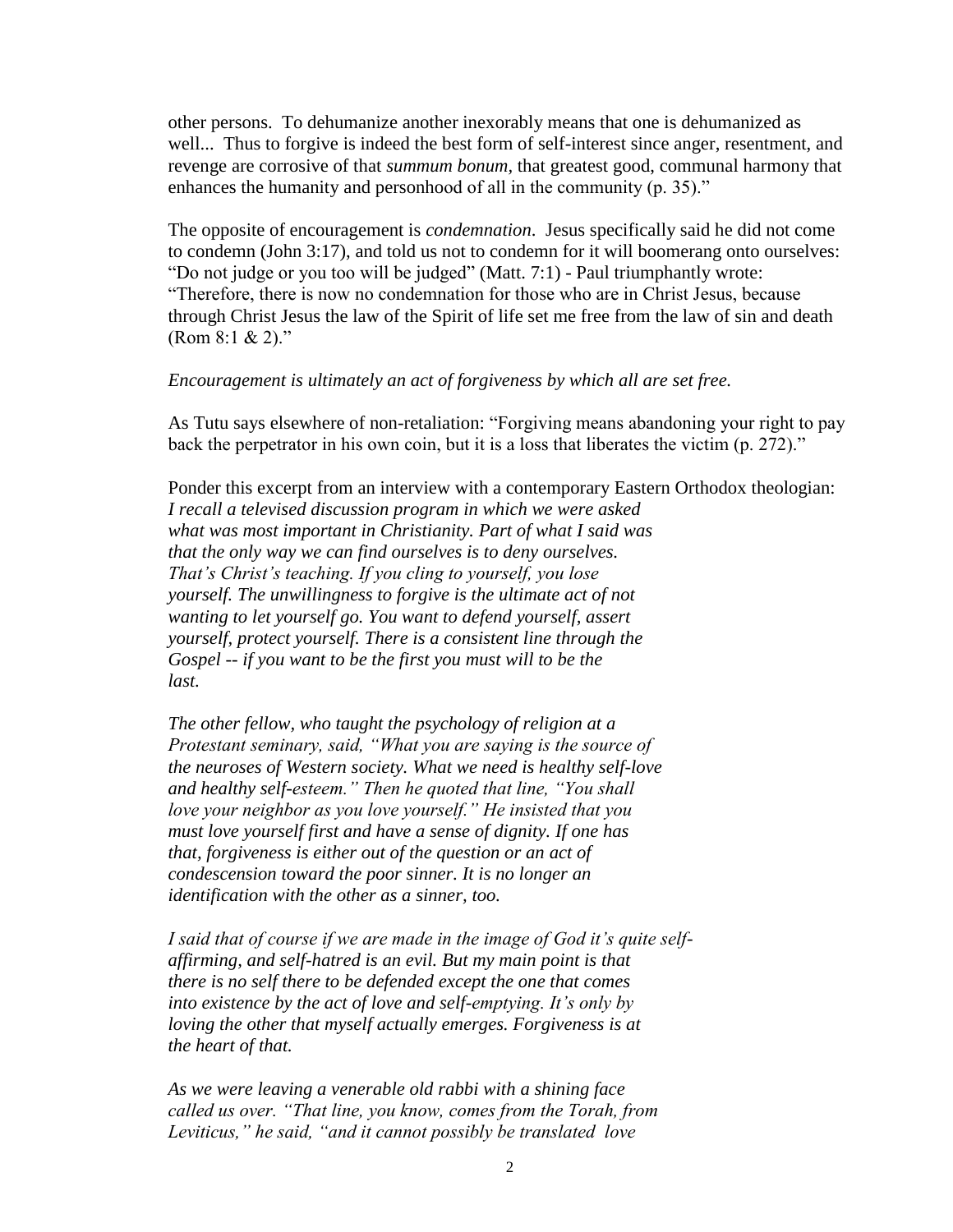other persons. To dehumanize another inexorably means that one is dehumanized as well... Thus to forgive is indeed the best form of self-interest since anger, resentment, and revenge are corrosive of that *summum bonum*, that greatest good, communal harmony that enhances the humanity and personhood of all in the community (p. 35)."

The opposite of encouragement is *condemnation*. Jesus specifically said he did not come to condemn (John 3:17), and told us not to condemn for it will boomerang onto ourselves: "Do not judge or you too will be judged" (Matt. 7:1) - Paul triumphantly wrote: "Therefore, there is now no condemnation for those who are in Christ Jesus, because through Christ Jesus the law of the Spirit of life set me free from the law of sin and death (Rom 8:1 & 2)."

*Encouragement is ultimately an act of forgiveness by which all are set free.*

As Tutu says elsewhere of non-retaliation: "Forgiving means abandoning your right to pay back the perpetrator in his own coin, but it is a loss that liberates the victim (p. 272)."

Ponder this excerpt from an interview with a contemporary Eastern Orthodox theologian:

*I recall a televised discussion program in which we were asked what was most important in Christianity. Part of what I said was that the only way we can find ourselves is to deny ourselves. That's Christ's teaching. If you cling to yourself, you lose yourself. The unwillingness to forgive is the ultimate act of not wanting to let yourself go. You want to defend yourself, assert yourself, protect yourself. There is a consistent line through the Gospel -- if you want to be the first you must will to be the last.*

*The other fellow, who taught the psychology of religion at a Protestant seminary, said, "What you are saying is the source of the neuroses of Western society. What we need is healthy self-love and healthy self-esteem." Then he quoted that line, "You shall love your neighbor as you love yourself." He insisted that you must love yourself first and have a sense of dignity. If one has that, forgiveness is either out of the question or an act of condescension toward the poor sinner. It is no longer an identification with the other as a sinner, too.*

*I said that of course if we are made in the image of God it's quite self-affirming, and self-hatred is an evil. But my main point is that there is no self there to be defended except the one that comes into existence by the act of love and self-emptying. It's only by loving the other that myself actually emerges. Forgiveness is at the heart of that.*

*As we were leaving a venerable old rabbi with a shining face called us over. "That line, you know, comes from the Torah, from Leviticus," he said, "and it cannot possibly be translated love*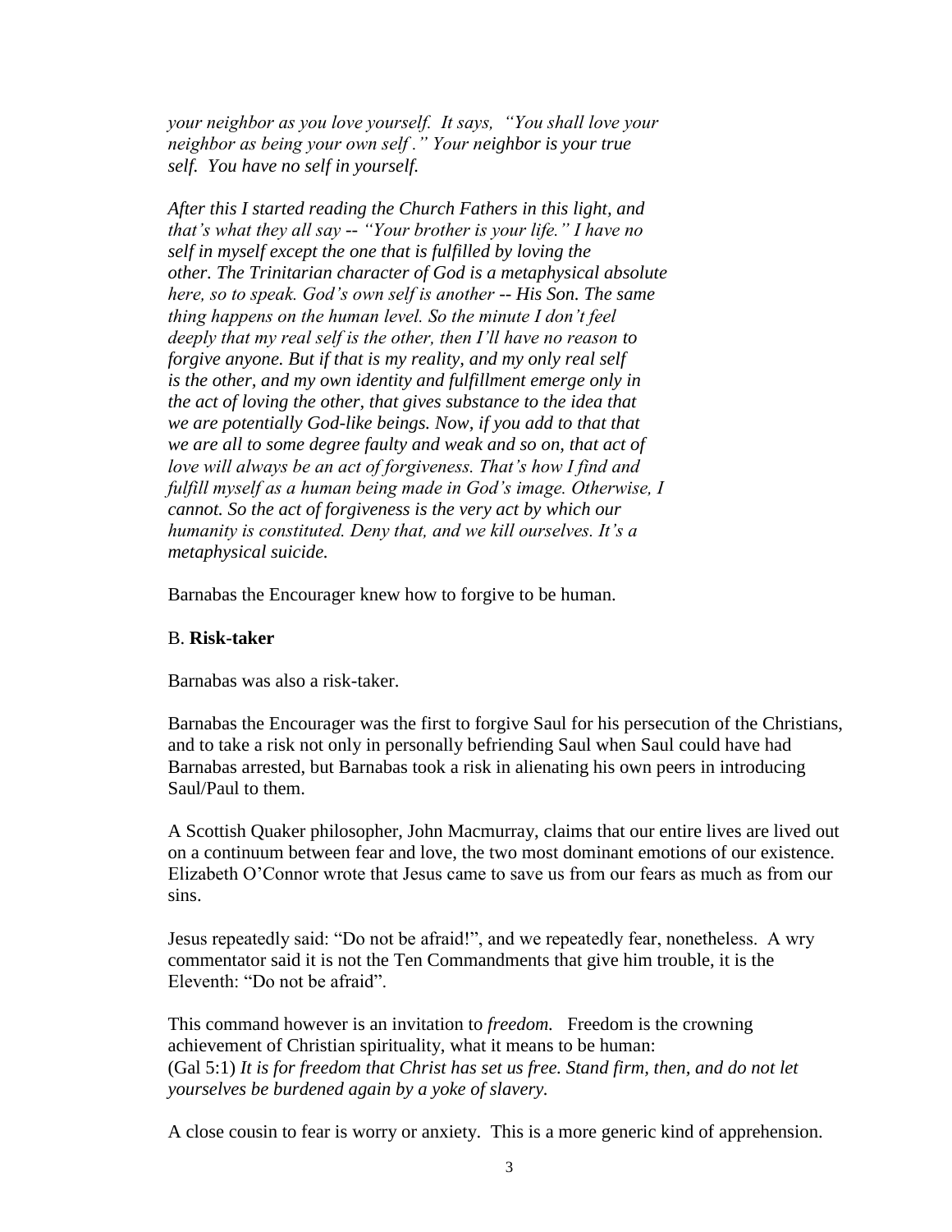*your neighbor as you love yourself. It says, "You shall love your neighbor as being your own self." Your neighbor is your true self. You have no self in yourself.*

*After this I started reading the Church Fathers in this light, and that's what they all say -- "Your brother is your life." I have no self in myself except the one that is fulfilled by loving the other. The Trinitarian character of God is a metaphysical absolute here, so to speak. God's own self is another -- His Son. The same thing happens on the human level. So the minute I don't feel deeply that my real self is the other, then I'll have no reason to forgive anyone. But if that is my reality, and my only real self is the other, and my own identity and fulfillment emerge only in the act of loving the other, that gives substance to the idea that we are potentially God-like beings. Now, if you add to that that we are all to some degree faulty and weak and so on, that act of love will always be an act of forgiveness. That's how I find and fulfill myself as a human being made in God's image. Otherwise, I cannot. So the act of forgiveness is the very act by which our humanity is constituted. Deny that, and we kill ourselves. It's a metaphysical suicide.*

Barnabas the Encourager knew how to forgive to be human.

B. **Risk-taker**

Barnabas was also a risk-taker.

Barnabas the Encourager was the first to forgive Saul for his persecution of the Christians, and to take a risk not only in personally befriending Saul when Saul could have had Barnabas arrested, but Barnabas took a risk in alienating his own peers in introducing Saul/Paul to them.

A Scottish Quaker philosopher, John Macmurray, claims that our entire lives are lived out on a continuum between fear and love, the two most dominant emotions of our existence. Elizabeth O'Connor wrote that Jesus came to save us from our fears as much as from our sins.

Jesus repeatedly said: "Do not be afraid!", and we repeatedly fear, nonetheless. A wry commentator said it is not the Ten Commandments that give him trouble, it is the Eleventh: "Do not be afraid".

This command however is an invitation to *freedom.* Freedom is the crowning achievement of Christian spirituality, what it means to be human:
(Gal 5:1) *It is for freedom that Christ has set us free. Stand firm, then, and do not let yourselves be burdened again by a yoke of slavery.*

A close cousin to fear is worry or anxiety. This is a more generic kind of apprehension.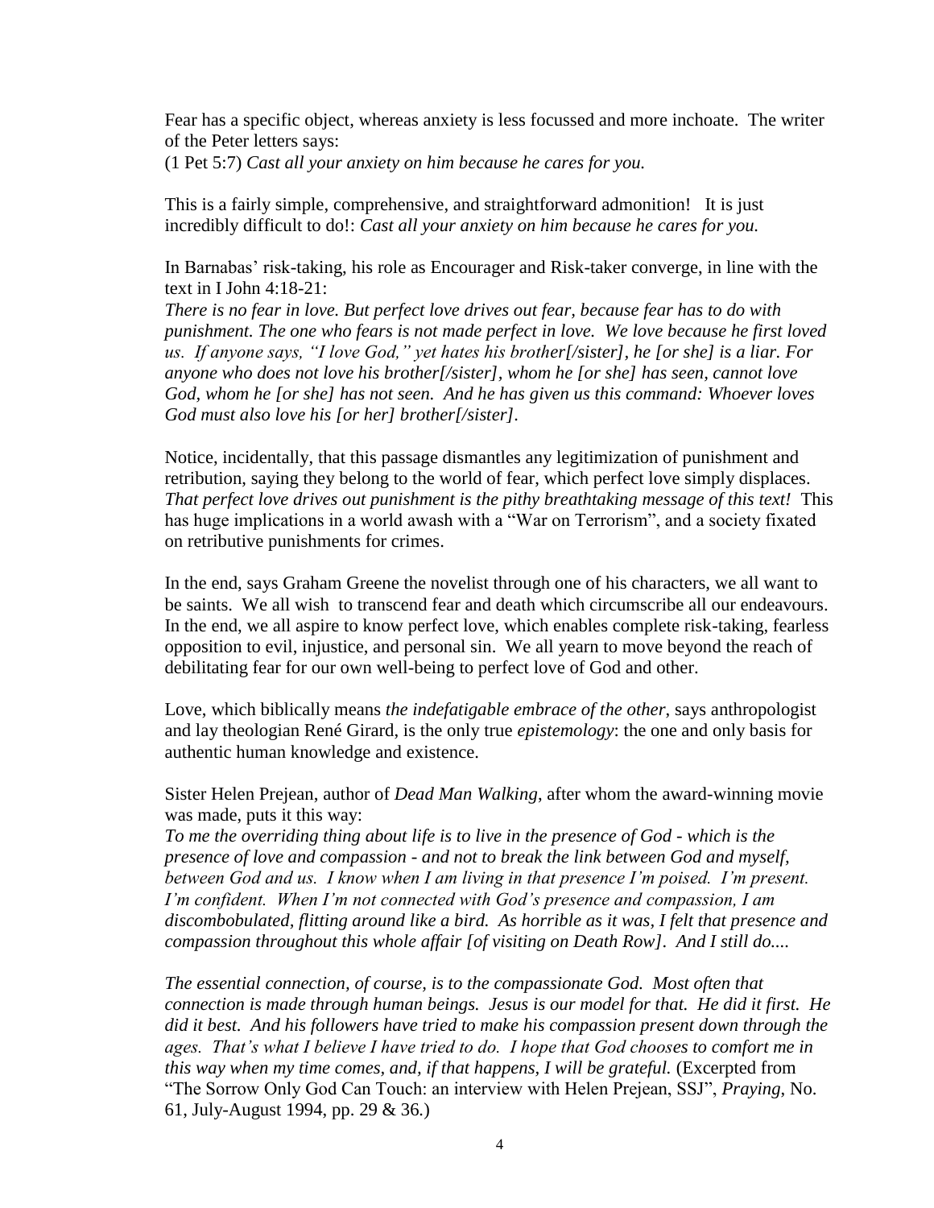Fear has a specific object, whereas anxiety is less focussed and more inchoate. The writer of the Peter letters says:
(1 Pet 5:7) *Cast all your anxiety on him because he cares for you.*

This is a fairly simple, comprehensive, and straightforward admonition! It is just incredibly difficult to do!: *Cast all your anxiety on him because he cares for you.*

In Barnabas' risk-taking, his role as Encourager and Risk-taker converge, in line with the text in I John 4:18-21:
*There is no fear in love. But perfect love drives out fear, because fear has to do with punishment. The one who fears is not made perfect in love. We love because he first loved us. If anyone says, "I love God," yet hates his brother[/sister], he [or she] is a liar. For anyone who does not love his brother[/sister], whom he [or she] has seen, cannot love God, whom he [or she] has not seen. And he has given us this command: Whoever loves God must also love his [or her] brother[/sister].*

Notice, incidentally, that this passage dismantles any legitimization of punishment and retribution, saying they belong to the world of fear, which perfect love simply displaces. *That perfect love drives out punishment is the pithy breathtaking message of this text!* This has huge implications in a world awash with a "War on Terrorism", and a society fixated on retributive punishments for crimes.

In the end, says Graham Greene the novelist through one of his characters, we all want to be saints. We all wish to transcend fear and death which circumscribe all our endeavours. In the end, we all aspire to know perfect love, which enables complete risk-taking, fearless opposition to evil, injustice, and personal sin. We all yearn to move beyond the reach of debilitating fear for our own well-being to perfect love of God and other.

Love, which biblically means *the indefatigable embrace of the other*, says anthropologist and lay theologian René Girard, is the only true *epistemology*: the one and only basis for authentic human knowledge and existence.

Sister Helen Prejean, author of *Dead Man Walking*, after whom the award-winning movie was made, puts it this way:
*To me the overriding thing about life is to live in the presence of God - which is the presence of love and compassion - and not to break the link between God and myself, between God and us. I know when I am living in that presence I'm poised. I'm present. I'm confident. When I'm not connected with God's presence and compassion, I am discombobulated, flitting around like a bird. As horrible as it was, I felt that presence and compassion throughout this whole affair [of visiting on Death Row]. And I still do....*

*The essential connection, of course, is to the compassionate God. Most often that connection is made through human beings. Jesus is our model for that. He did it first. He did it best. And his followers have tried to make his compassion present down through the ages. That's what I believe I have tried to do. I hope that God chooses to comfort me in this way when my time comes, and, if that happens, I will be grateful.* (Excerpted from "The Sorrow Only God Can Touch: an interview with Helen Prejean, SSJ", *Praying*, No. 61, July-August 1994, pp. 29 & 36.)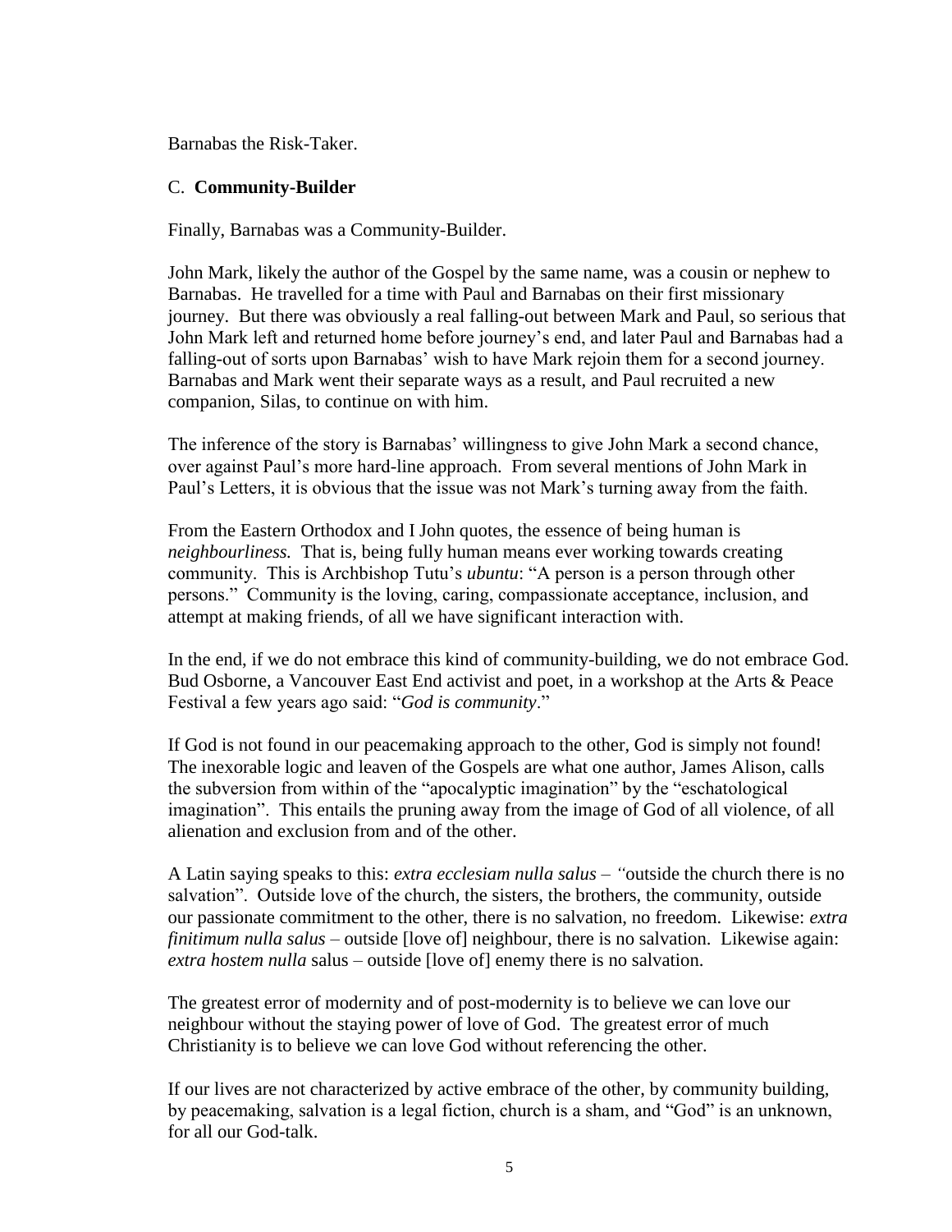Barnabas the Risk-Taker.

### C. **Community-Builder**

Finally, Barnabas was a Community-Builder.

John Mark, likely the author of the Gospel by the same name, was a cousin or nephew to Barnabas. He travelled for a time with Paul and Barnabas on their first missionary journey. But there was obviously a real falling-out between Mark and Paul, so serious that John Mark left and returned home before journey's end, and later Paul and Barnabas had a falling-out of sorts upon Barnabas' wish to have Mark rejoin them for a second journey. Barnabas and Mark went their separate ways as a result, and Paul recruited a new companion, Silas, to continue on with him.

The inference of the story is Barnabas' willingness to give John Mark a second chance, over against Paul's more hard-line approach. From several mentions of John Mark in Paul's Letters, it is obvious that the issue was not Mark's turning away from the faith.

From the Eastern Orthodox and I John quotes, the essence of being human is *neighbourliness.* That is, being fully human means ever working towards creating community. This is Archbishop Tutu's *ubuntu*: "A person is a person through other persons." Community is the loving, caring, compassionate acceptance, inclusion, and attempt at making friends, of all we have significant interaction with.

In the end, if we do not embrace this kind of community-building, we do not embrace God. Bud Osborne, a Vancouver East End activist and poet, in a workshop at the Arts & Peace Festival a few years ago said: "*God is community*."

If God is not found in our peacemaking approach to the other, God is simply not found! The inexorable logic and leaven of the Gospels are what one author, James Alison, calls the subversion from within of the "apocalyptic imagination" by the "eschatological imagination". This entails the pruning away from the image of God of all violence, of all alienation and exclusion from and of the other.

A Latin saying speaks to this: *extra ecclesiam nulla salus* – "outside the church there is no salvation". Outside love of the church, the sisters, the brothers, the community, outside our passionate commitment to the other, there is no salvation, no freedom. Likewise: *extra finitimum nulla salus* – outside [love of] neighbour, there is no salvation. Likewise again: *extra hostem nulla* salus – outside [love of] enemy there is no salvation.

The greatest error of modernity and of post-modernity is to believe we can love our neighbour without the staying power of love of God. The greatest error of much Christianity is to believe we can love God without referencing the other.

If our lives are not characterized by active embrace of the other, by community building, by peacemaking, salvation is a legal fiction, church is a sham, and "God" is an unknown, for all our God-talk.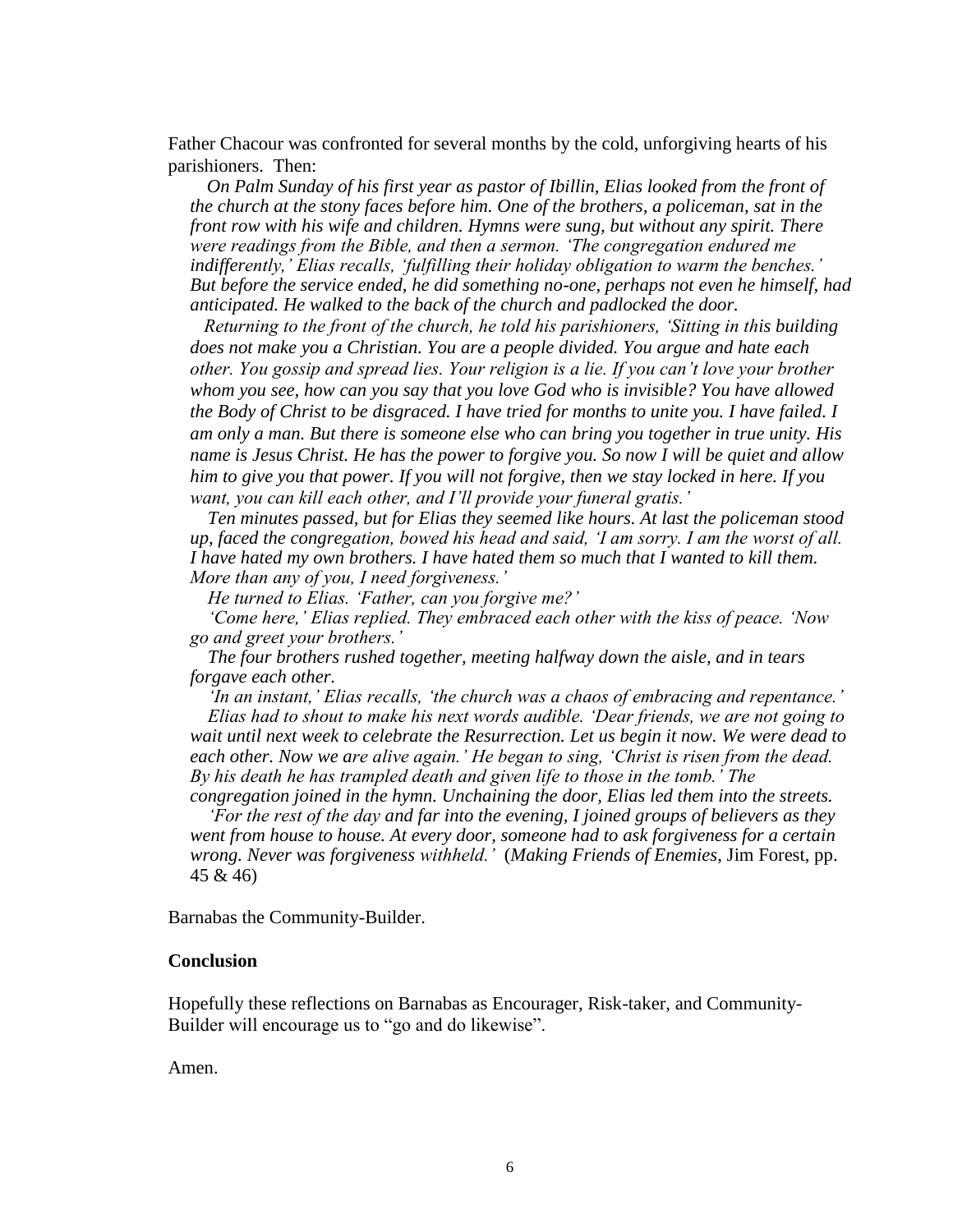Father Chacour was confronted for several months by the cold, unforgiving hearts of his parishioners. Then:

> *On Palm Sunday of his first year as pastor of Ibillin, Elias looked from the front of the church at the stony faces before him. One of the brothers, a policeman, sat in the front row with his wife and children. Hymns were sung, but without any spirit. There were readings from the Bible, and then a sermon. 'The congregation endured me indifferently,' Elias recalls, 'fulfilling their holiday obligation to warm the benches.' But before the service ended, he did something no-one, perhaps not even he himself, had anticipated. He walked to the back of the church and padlocked the door.*
>
> *Returning to the front of the church, he told his parishioners, 'Sitting in this building does not make you a Christian. You are a people divided. You argue and hate each other. You gossip and spread lies. Your religion is a lie. If you can't love your brother whom you see, how can you say that you love God who is invisible? You have allowed the Body of Christ to be disgraced. I have tried for months to unite you. I have failed. I am only a man. But there is someone else who can bring you together in true unity. His name is Jesus Christ. He has the power to forgive you. So now I will be quiet and allow him to give you that power. If you will not forgive, then we stay locked in here. If you want, you can kill each other, and I'll provide your funeral gratis.'*
>
> *Ten minutes passed, but for Elias they seemed like hours. At last the policeman stood up, faced the congregation, bowed his head and said, 'I am sorry. I am the worst of all. I have hated my own brothers. I have hated them so much that I wanted to kill them. More than any of you, I need forgiveness.'*
>
> *He turned to Elias. 'Father, can you forgive me?'*
>
> *'Come here,' Elias replied. They embraced each other with the kiss of peace. 'Now go and greet your brothers.'*
>
> *The four brothers rushed together, meeting halfway down the aisle, and in tears forgave each other.*
>
> *'In an instant,' Elias recalls, 'the church was a chaos of embracing and repentance.'*
>
> *Elias had to shout to make his next words audible. 'Dear friends, we are not going to wait until next week to celebrate the Resurrection. Let us begin it now. We were dead to each other. Now we are alive again.' He began to sing, 'Christ is risen from the dead. By his death he has trampled death and given life to those in the tomb.' The congregation joined in the hymn. Unchaining the door, Elias led them into the streets.*
>
> *'For the rest of the day and far into the evening, I joined groups of believers as they went from house to house. At every door, someone had to ask forgiveness for a certain wrong. Never was forgiveness withheld.'* (*Making Friends of Enemies*, Jim Forest, pp. 45 & 46)

Barnabas the Community-Builder.

**Conclusion**

Hopefully these reflections on Barnabas as Encourager, Risk-taker, and Community-Builder will encourage us to "go and do likewise".

Amen.